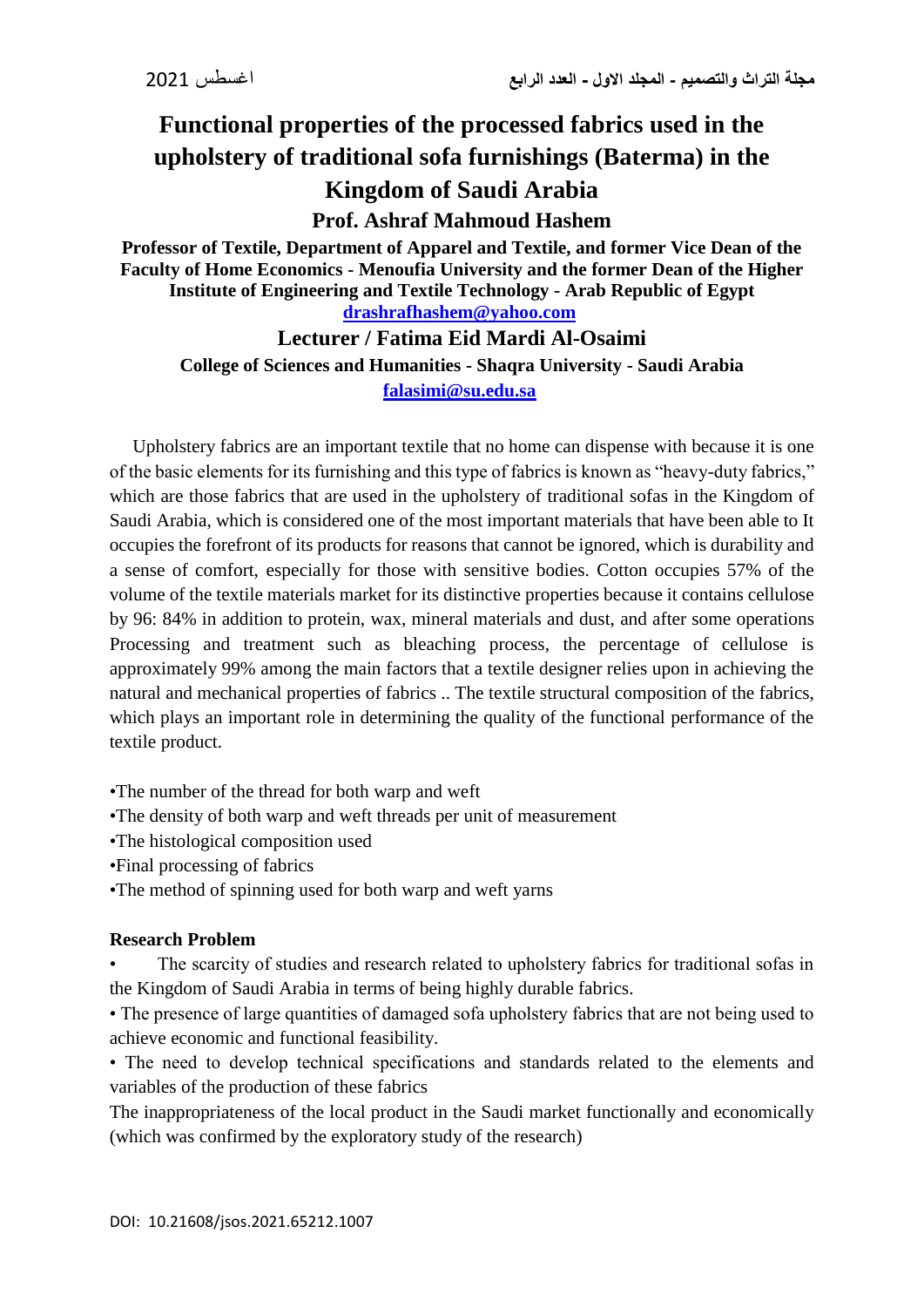# Functional properties of the processed fabrics used in the upholstery of traditional sofa furnishings (Baterma) in the Kingdom of Saudi Arabia

## Prof. Ashraf Mahmoud Hashem

**Professor of Textile, Department of Apparel and Textile, and former Vice Dean of the Faculty of Home Economics - Menoufia University and the former Dean of the Higher Institute of Engineering and Textile Technology - Arab Republic of Egypt**

**drashrafhashem@yahoo.com**

## Lecturer / Fatima Eid Mardi Al-Osaimi

**College of Sciences and Humanities - Shaqra University - Saudi Arabia**

**falasimi@su.edu.sa**

Upholstery fabrics are an important textile that no home can dispense with because it is one of the basic elements for its furnishing and this type of fabrics is known as "heavy-duty fabrics," which are those fabrics that are used in the upholstery of traditional sofas in the Kingdom of Saudi Arabia, which is considered one of the most important materials that have been able to It occupies the forefront of its products for reasons that cannot be ignored, which is durability and a sense of comfort, especially for those with sensitive bodies. Cotton occupies 57% of the volume of the textile materials market for its distinctive properties because it contains cellulose by 96: 84% in addition to protein, wax, mineral materials and dust, and after some operations Processing and treatment such as bleaching process, the percentage of cellulose is approximately 99% among the main factors that a textile designer relies upon in achieving the natural and mechanical properties of fabrics .. The textile structural composition of the fabrics, which plays an important role in determining the quality of the functional performance of the textile product.

•The number of the thread for both warp and weft
•The density of both warp and weft threads per unit of measurement
•The histological composition used
•Final processing of fabrics
•The method of spinning used for both warp and weft yarns

**Research Problem**

• The scarcity of studies and research related to upholstery fabrics for traditional sofas in the Kingdom of Saudi Arabia in terms of being highly durable fabrics.

• The presence of large quantities of damaged sofa upholstery fabrics that are not being used to achieve economic and functional feasibility.

• The need to develop technical specifications and standards related to the elements and variables of the production of these fabrics

The inappropriateness of the local product in the Saudi market functionally and economically (which was confirmed by the exploratory study of the research)

DOI: 10.21608/jsos.2021.65212.1007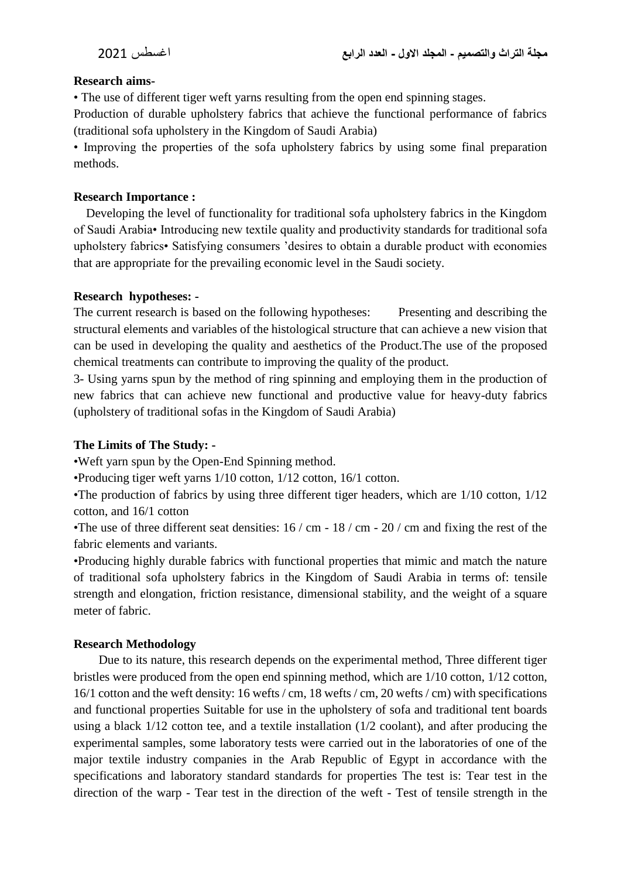**Research aims-**

• The use of different tiger weft yarns resulting from the open end spinning stages.

Production of durable upholstery fabrics that achieve the functional performance of fabrics (traditional sofa upholstery in the Kingdom of Saudi Arabia)

• Improving the properties of the sofa upholstery fabrics by using some final preparation methods.

**Research Importance :**

Developing the level of functionality for traditional sofa upholstery fabrics in the Kingdom of Saudi Arabia• Introducing new textile quality and productivity standards for traditional sofa upholstery fabrics• Satisfying consumers 'desires to obtain a durable product with economies that are appropriate for the prevailing economic level in the Saudi society.

**Research hypotheses: -**

The current research is based on the following hypotheses: Presenting and describing the structural elements and variables of the histological structure that can achieve a new vision that can be used in developing the quality and aesthetics of the Product.The use of the proposed chemical treatments can contribute to improving the quality of the product.

3- Using yarns spun by the method of ring spinning and employing them in the production of new fabrics that can achieve new functional and productive value for heavy-duty fabrics (upholstery of traditional sofas in the Kingdom of Saudi Arabia)

**The Limits of The Study: -**

•Weft yarn spun by the Open-End Spinning method.

•Producing tiger weft yarns 1/10 cotton, 1/12 cotton, 16/1 cotton.

•The production of fabrics by using three different tiger headers, which are 1/10 cotton, 1/12 cotton, and 16/1 cotton

•The use of three different seat densities: 16 / cm - 18 / cm - 20 / cm and fixing the rest of the fabric elements and variants.

•Producing highly durable fabrics with functional properties that mimic and match the nature of traditional sofa upholstery fabrics in the Kingdom of Saudi Arabia in terms of: tensile strength and elongation, friction resistance, dimensional stability, and the weight of a square meter of fabric.

**Research Methodology**

Due to its nature, this research depends on the experimental method, Three different tiger bristles were produced from the open end spinning method, which are 1/10 cotton, 1/12 cotton, 16/1 cotton and the weft density: 16 wefts / cm, 18 wefts / cm, 20 wefts / cm) with specifications and functional properties Suitable for use in the upholstery of sofa and traditional tent boards using a black 1/12 cotton tee, and a textile installation (1/2 coolant), and after producing the experimental samples, some laboratory tests were carried out in the laboratories of one of the major textile industry companies in the Arab Republic of Egypt in accordance with the specifications and laboratory standard standards for properties The test is: Tear test in the direction of the warp - Tear test in the direction of the weft - Test of tensile strength in the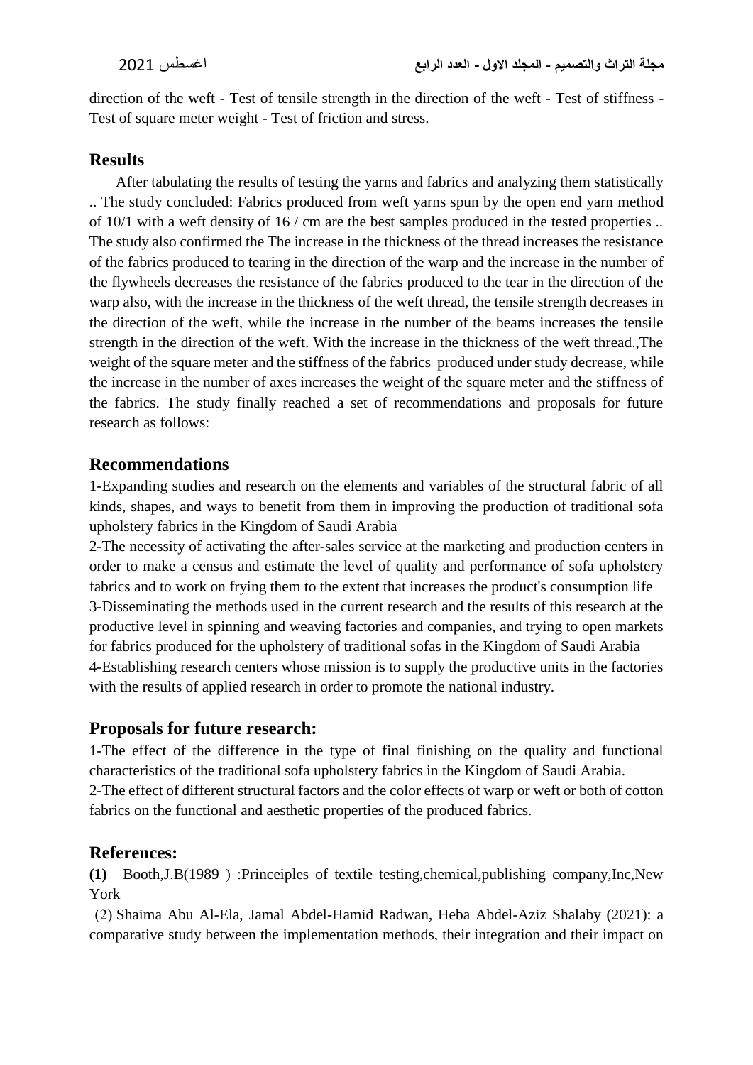direction of the weft - Test of tensile strength in the direction of the weft - Test of stiffness - Test of square meter weight - Test of friction and stress.

## Results

After tabulating the results of testing the yarns and fabrics and analyzing them statistically .. The study concluded: Fabrics produced from weft yarns spun by the open end yarn method of 10/1 with a weft density of 16 / cm are the best samples produced in the tested properties .. The study also confirmed the The increase in the thickness of the thread increases the resistance of the fabrics produced to tearing in the direction of the warp and the increase in the number of the flywheels decreases the resistance of the fabrics produced to the tear in the direction of the warp also, with the increase in the thickness of the weft thread, the tensile strength decreases in the direction of the weft, while the increase in the number of the beams increases the tensile strength in the direction of the weft. With the increase in the thickness of the weft thread.,The weight of the square meter and the stiffness of the fabrics produced under study decrease, while the increase in the number of axes increases the weight of the square meter and the stiffness of the fabrics. The study finally reached a set of recommendations and proposals for future research as follows:

## Recommendations

1-Expanding studies and research on the elements and variables of the structural fabric of all kinds, shapes, and ways to benefit from them in improving the production of traditional sofa upholstery fabrics in the Kingdom of Saudi Arabia

2-The necessity of activating the after-sales service at the marketing and production centers in order to make a census and estimate the level of quality and performance of sofa upholstery fabrics and to work on frying them to the extent that increases the product's consumption life

3-Disseminating the methods used in the current research and the results of this research at the productive level in spinning and weaving factories and companies, and trying to open markets for fabrics produced for the upholstery of traditional sofas in the Kingdom of Saudi Arabia

4-Establishing research centers whose mission is to supply the productive units in the factories with the results of applied research in order to promote the national industry.

## Proposals for future research:

1-The effect of the difference in the type of final finishing on the quality and functional characteristics of the traditional sofa upholstery fabrics in the Kingdom of Saudi Arabia.

2-The effect of different structural factors and the color effects of warp or weft or both of cotton fabrics on the functional and aesthetic properties of the produced fabrics.

## References:

**(1)** Booth,J.B(1989 ) :Princeiples of textile testing,chemical,publishing company,Inc,New York

(2) Shaima Abu Al-Ela, Jamal Abdel-Hamid Radwan, Heba Abdel-Aziz Shalaby (2021): a comparative study between the implementation methods, their integration and their impact on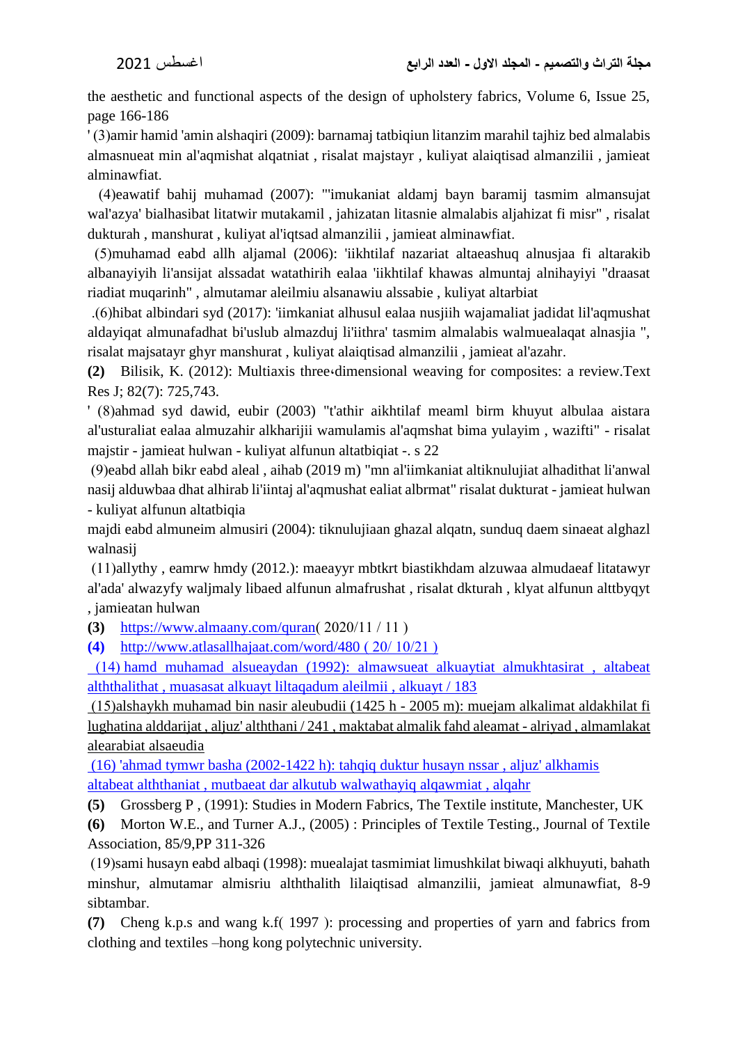the aesthetic and functional aspects of the design of upholstery fabrics, Volume 6, Issue 25, page 166-186

' (3)amir hamid 'amin alshaqiri (2009): barnamaj tatbiqiun litanzim marahil tajhiz bed almalabis almasnueat min al'aqmishat alqatniat , risalat majstayr , kuliyat alaiqtisad almanzilii , jamieat alminawfiat.

(4)eawatif bahij muhamad (2007): "'imukaniat aldamj bayn baramij tasmim almansujat wal'azya' bialhasibat litatwir mutakamil , jahizatan litasnie almalabis aljahizat fi misr" , risalat dukturah , manshurat , kuliyat al'iqtsad almanzilii , jamieat alminawfiat.

(5)muhamad eabd allh aljamal (2006): 'iikhtilaf nazariat altaeashuq alnusjaa fi altarakib albanayiyih li'ansijat alssadat watathirih ealaa 'iikhtilaf khawas almuntaj alnihayiyi "draasat riadiat muqarinh" , almutamar aleilmiu alsanawiu alssabie , kuliyat altarbiat

.(6)hibat albindari syd (2017): 'iimkaniat alhusul ealaa nusjiih wajamaliat jadidat lil'aqmushat aldayiqat almunafadhat bi'uslub almazduj li'iithra' tasmim almalabis walmuealaqat alnasjia ", risalat majsatayr ghyr manshurat , kuliyat alaiqtisad almanzilii , jamieat al'azahr.

**(2)** Bilisik, K. (2012): Multiaxis three‹dimensional weaving for composites: a review.Text Res J; 82(7): 725,743.

' (8)ahmad syd dawid, eubir (2003) "t'athir aikhtilaf meaml birm khuyut albulaa aistara al'usturaliat ealaa almuzahir alkharijii wamulamis al'aqmshat bima yulayim , wazifti" - risalat majstir - jamieat hulwan - kuliyat alfunun altatbiqiat -. s 22

(9)eabd allah bikr eabd aleal , aihab (2019 m) "mn al'iimkaniat altiknulujiat alhadithat li'anwal nasij alduwbaa dhat alhirab li'iintaj al'aqmushat ealiat albrmat" risalat dukturat - jamieat hulwan - kuliyat alfunun altatbiqia

majdi eabd almuneim almusiri (2004): tiknulujiaan ghazal alqatn, sunduq daem sinaeat alghazl walnasij

(11)allythy , eamrw hmdy (2012.): maeayyr mbtkrt biastikhdam alzuwaa almudaeaf litatawyr al'ada' alwazyfy waljmaly libaed alfunun almafrushat , risalat dkturah , klyat alfunun alttbyqyt , jamieatan hulwan

**(3)** https://www.almaany.com/quran( 2020/11 / 11 )

**(4)** http://www.atlasallhajaat.com/word/480 ( 20/ 10/21 )

(14) hamd muhamad alsueaydan (1992): almawsueat alkuaytiat almukhtasirat , altabeat alththalithat , muasasat alkuayt liltaqadum aleilmii , alkuayt / 183

(15)alshaykh muhamad bin nasir aleubudii (1425 h - 2005 m): muejam alkalimat aldakhilat fi lughatina alddarijat , aljuz' alththani / 241 , maktabat almalik fahd aleamat - alriyad , almamlakat alearabiat alsaeudia

(16) 'ahmad tymwr basha (2002-1422 h): tahqiq duktur husayn nssar , aljuz' alkhamis altabeat alththaniat , mutbaeat dar alkutub walwathayiq alqawmiat , alqahr

**(5)** Grossberg P , (1991): Studies in Modern Fabrics, The Textile institute, Manchester, UK

**(6)** Morton W.E., and Turner A.J., (2005) : Principles of Textile Testing., Journal of Textile Association, 85/9,PP 311-326

(19)sami husayn eabd albaqi (1998): muealajat tasmimiat limushkilat biwaqi alkhuyuti, bahath minshur, almutamar almisriu alththalith lilaiqtisad almanzilii, jamieat almunawfiat, 8-9 sibtambar.

**(7)** Cheng k.p.s and wang k.f( 1997 ): processing and properties of yarn and fabrics from clothing and textiles –hong kong polytechnic university.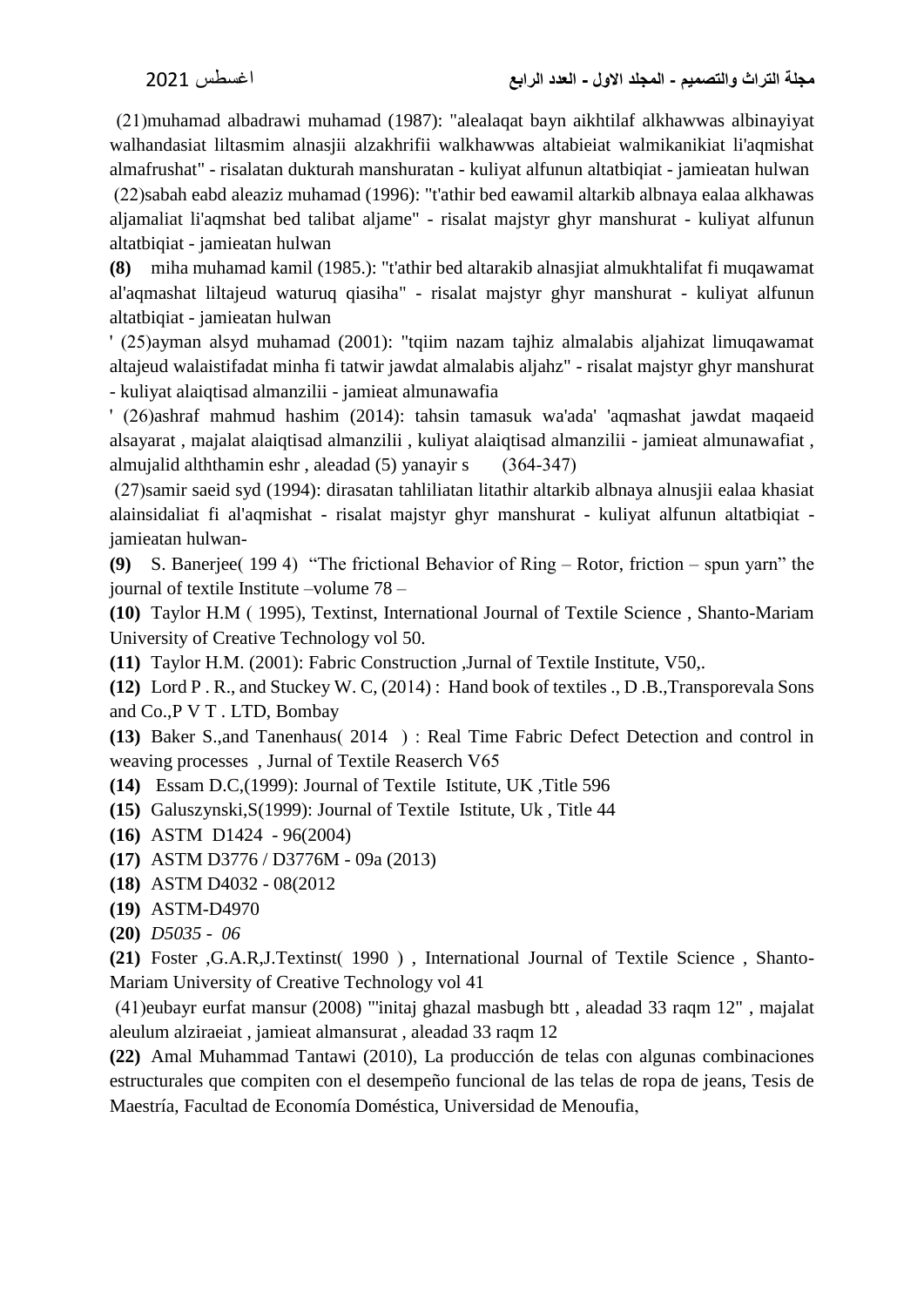(21)muhamad albadrawi muhamad (1987): "alealaqat bayn aikhtilaf alkhawwas albinayiyat walhandasiat liltasmim alnasjii alzakhrifii walkhawwas altabieiat walmikanikiat li'aqmishat almafrushat" - risalatan dukturah manshuratan - kuliyat alfunun altatbiqiat - jamieatan hulwan

(22)sabah eabd aleaziz muhamad (1996): "t'athir bed eawamil altarkib albnaya ealaa alkhawas aljamaliat li'aqmshat bed talibat aljame" - risalat majstyr ghyr manshurat - kuliyat alfunun altatbiqiat - jamieatan hulwan

**(8)** miha muhamad kamil (1985.): "t'athir bed altarakib alnasjiat almukhtalifat fi muqawamat al'aqmashat liltajeud waturuq qiasiha" - risalat majstyr ghyr manshurat - kuliyat alfunun altatbiqiat - jamieatan hulwan

' (25)ayman alsyd muhamad (2001): "tqiim nazam tajhiz almalabis aljahizat limuqawamat altajeud walaistifadat minha fi tatwir jawdat almalabis aljahz" - risalat majstyr ghyr manshurat - kuliyat alaiqtisad almanzilii - jamieat almunawafia

' (26)ashraf mahmud hashim (2014): tahsin tamasuk wa'ada' 'aqmashat jawdat maqaeid alsayarat , majalat alaiqtisad almanzilii , kuliyat alaiqtisad almanzilii - jamieat almunawafiat , almujalid alththamin eshr , aleadad (5) yanayir s (364-347)

(27)samir saeid syd (1994): dirasatan tahliliatan litathir altarkib albnaya alnusjii ealaa khasiat alainsidaliat fi al'aqmishat - risalat majstyr ghyr manshurat - kuliyat alfunun altatbiqiat - jamieatan hulwan-

**(9)** S. Banerjee( 199 4) "The frictional Behavior of Ring – Rotor, friction – spun yarn" the journal of textile Institute –volume 78 –

**(10)** Taylor H.M ( 1995), Textinst, International Journal of Textile Science , Shanto-Mariam University of Creative Technology vol 50.

**(11)** Taylor H.M. (2001): Fabric Construction ,Jurnal of Textile Institute, V50,.

**(12)** Lord P . R., and Stuckey W. C, (2014) : Hand book of textiles ., D .B.,Transporevala Sons and Co.,P V T . LTD, Bombay

**(13)** Baker S.,and Tanenhaus( 2014 ) : Real Time Fabric Defect Detection and control in weaving processes , Jurnal of Textile Reaserch V65

**(14)** Essam D.C,(1999): Journal of Textile Istitute, UK ,Title 596

**(15)** Galuszynski,S(1999): Journal of Textile Istitute, Uk , Title 44

**(16)** ASTM D1424 - 96(2004)

**(17)** ASTM D3776 / D3776M - 09a (2013)

**(18)** ASTM D4032 - 08(2012

**(19)** ASTM-D4970

**(20)** *D5035 - 06*

**(21)** Foster ,G.A.R,J.Textinst( 1990 ) , International Journal of Textile Science , Shanto-Mariam University of Creative Technology vol 41

(41)eubayr eurfat mansur (2008) "'initaj ghazal masbugh btt , aleadad 33 raqm 12" , majalat aleulum alziraeiat , jamieat almansurat , aleadad 33 raqm 12

**(22)** Amal Muhammad Tantawi (2010), La producción de telas con algunas combinaciones estructurales que compiten con el desempeño funcional de las telas de ropa de jeans, Tesis de Maestría, Facultad de Economía Doméstica, Universidad de Menoufia,